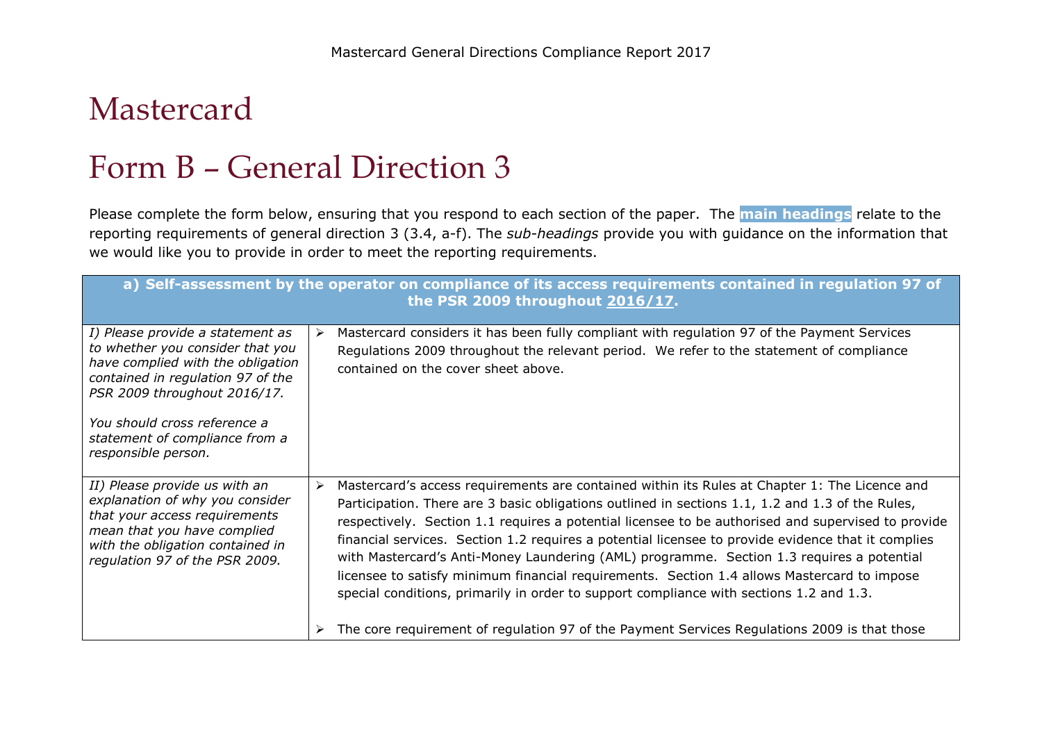# Mastercard

# Form B – General Direction 3

Please complete the form below, ensuring that you respond to each section of the paper. The **main headings** relate to the reporting requirements of general direction 3 (3.4, a-f). The *sub-headings* provide you with guidance on the information that we would like you to provide in order to meet the reporting requirements.

| **a) Self-assessment by the operator on compliance of its access requirements contained in regulation 97 of the PSR 2009 throughout 2016/17.** | |
|---|---|
| *I) Please provide a statement as to whether you consider that you have complied with the obligation contained in regulation 97 of the PSR 2009 throughout 2016/17.*<br><br>*You should cross reference a statement of compliance from a responsible person.* | ➢ Mastercard considers it has been fully compliant with regulation 97 of the Payment Services Regulations 2009 throughout the relevant period. We refer to the statement of compliance contained on the cover sheet above. |
| *II) Please provide us with an explanation of why you consider that your access requirements mean that you have complied with the obligation contained in regulation 97 of the PSR 2009.* | ➢ Mastercard's access requirements are contained within its Rules at Chapter 1: The Licence and Participation. There are 3 basic obligations outlined in sections 1.1, 1.2 and 1.3 of the Rules, respectively. Section 1.1 requires a potential licensee to be authorised and supervised to provide financial services. Section 1.2 requires a potential licensee to provide evidence that it complies with Mastercard's Anti-Money Laundering (AML) programme. Section 1.3 requires a potential licensee to satisfy minimum financial requirements. Section 1.4 allows Mastercard to impose special conditions, primarily in order to support compliance with sections 1.2 and 1.3.<br><br>➢ The core requirement of regulation 97 of the Payment Services Regulations 2009 is that those |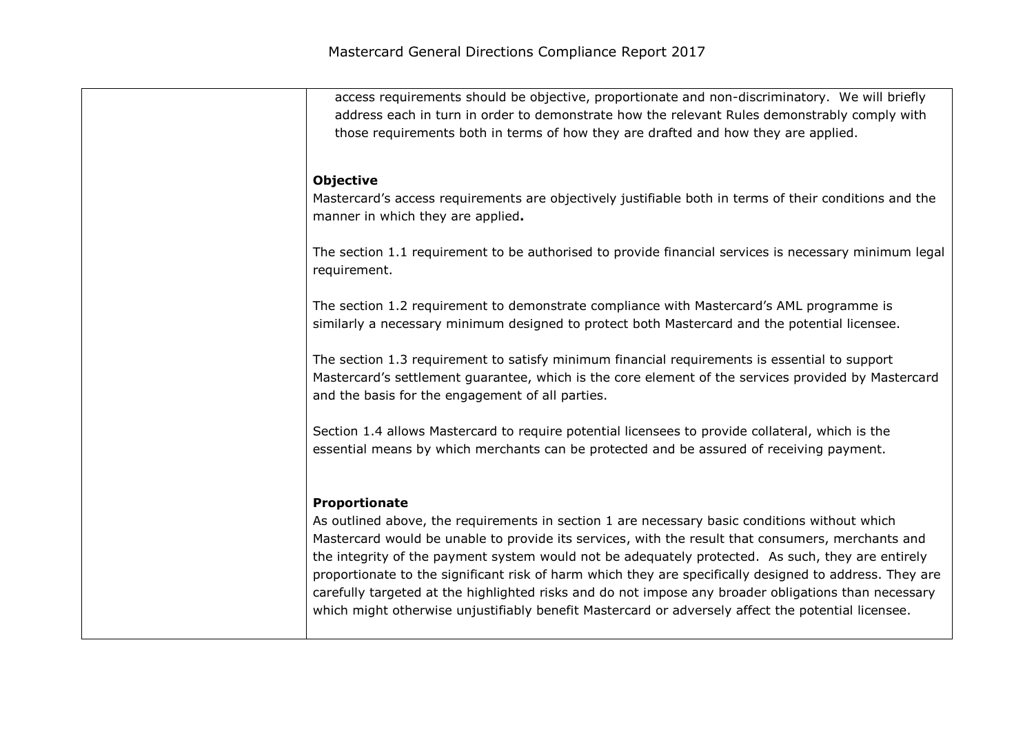| | access requirements should be objective, proportionate and non-discriminatory. We will briefly address each in turn in order to demonstrate how the relevant Rules demonstrably comply with those requirements both in terms of how they are drafted and how they are applied.<br><br>**Objective**<br>Mastercard's access requirements are objectively justifiable both in terms of their conditions and the manner in which they are applied**.**<br><br>The section 1.1 requirement to be authorised to provide financial services is necessary minimum legal requirement.<br><br>The section 1.2 requirement to demonstrate compliance with Mastercard's AML programme is similarly a necessary minimum designed to protect both Mastercard and the potential licensee.<br><br>The section 1.3 requirement to satisfy minimum financial requirements is essential to support Mastercard's settlement guarantee, which is the core element of the services provided by Mastercard and the basis for the engagement of all parties.<br><br>Section 1.4 allows Mastercard to require potential licensees to provide collateral, which is the essential means by which merchants can be protected and be assured of receiving payment.<br><br>**Proportionate**<br>As outlined above, the requirements in section 1 are necessary basic conditions without which Mastercard would be unable to provide its services, with the result that consumers, merchants and the integrity of the payment system would not be adequately protected. As such, they are entirely proportionate to the significant risk of harm which they are specifically designed to address. They are carefully targeted at the highlighted risks and do not impose any broader obligations than necessary which might otherwise unjustifiably benefit Mastercard or adversely affect the potential licensee. |
|---|---|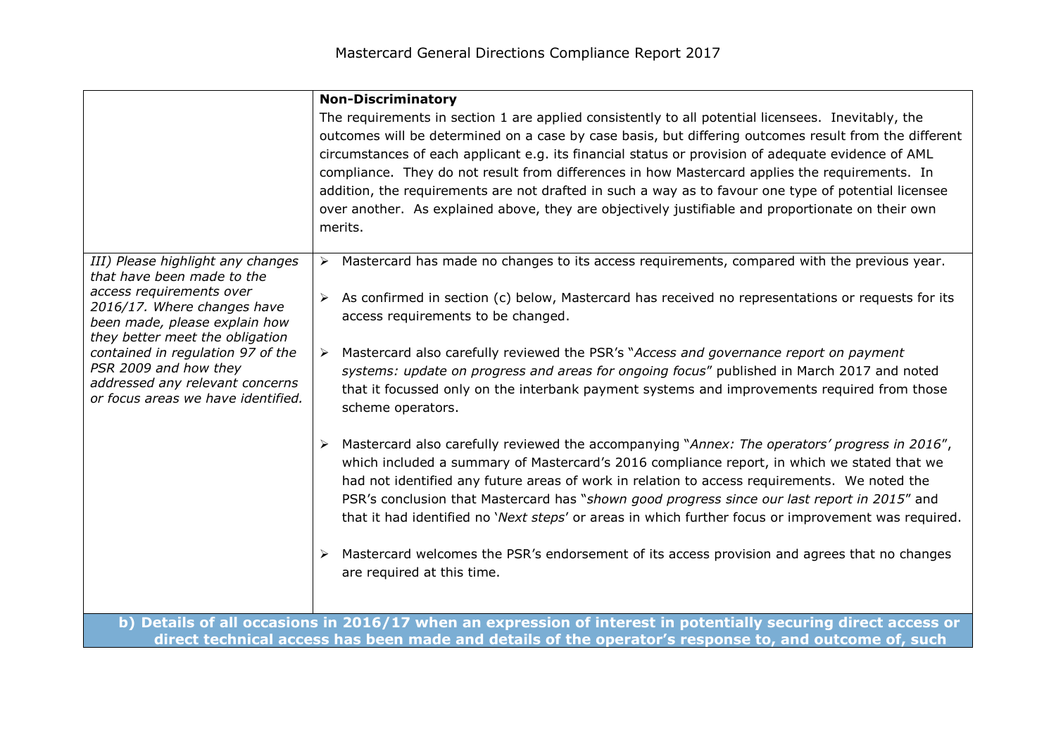| | |
|---|---|
| | **Non-Discriminatory**<br>The requirements in section 1 are applied consistently to all potential licensees. Inevitably, the outcomes will be determined on a case by case basis, but differing outcomes result from the different circumstances of each applicant e.g. its financial status or provision of adequate evidence of AML compliance. They do not result from differences in how Mastercard applies the requirements. In addition, the requirements are not drafted in such a way as to favour one type of potential licensee over another. As explained above, they are objectively justifiable and proportionate on their own merits. |
| *III) Please highlight any changes that have been made to the access requirements over 2016/17. Where changes have been made, please explain how they better meet the obligation contained in regulation 97 of the PSR 2009 and how they addressed any relevant concerns or focus areas we have identified.* | ➢ Mastercard has made no changes to its access requirements, compared with the previous year.<br><br>➢ As confirmed in section (c) below, Mastercard has received no representations or requests for its access requirements to be changed.<br><br>➢ Mastercard also carefully reviewed the PSR's "*Access and governance report on payment systems: update on progress and areas for ongoing focus*" published in March 2017 and noted that it focussed only on the interbank payment systems and improvements required from those scheme operators.<br><br>➢ Mastercard also carefully reviewed the accompanying "*Annex: The operators' progress in 2016*", which included a summary of Mastercard's 2016 compliance report, in which we stated that we had not identified any future areas of work in relation to access requirements. We noted the PSR's conclusion that Mastercard has "*shown good progress since our last report in 2015*" and that it had identified no '*Next steps*' or areas in which further focus or improvement was required.<br><br>➢ Mastercard welcomes the PSR's endorsement of its access provision and agrees that no changes are required at this time. |
| **b) Details of all occasions in 2016/17 when an expression of interest in potentially securing direct access or direct technical access has been made and details of the operator's response to, and outcome of, such** | |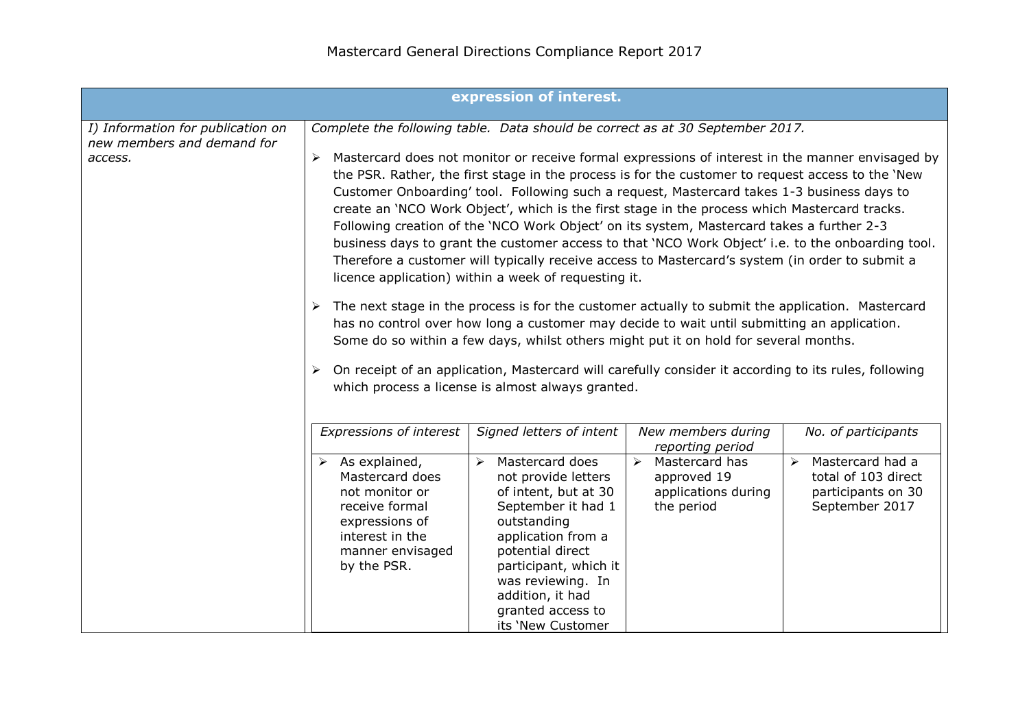| expression of interest. | |
|---|---|
| *I) Information for publication on new members and demand for access.* | *Complete the following table. Data should be correct as at 30 September 2017.*<br><br>➢ Mastercard does not monitor or receive formal expressions of interest in the manner envisaged by the PSR. Rather, the first stage in the process is for the customer to request access to the 'New Customer Onboarding' tool. Following such a request, Mastercard takes 1-3 business days to create an 'NCO Work Object', which is the first stage in the process which Mastercard tracks. Following creation of the 'NCO Work Object' on its system, Mastercard takes a further 2-3 business days to grant the customer access to that 'NCO Work Object' i.e. to the onboarding tool. Therefore a customer will typically receive access to Mastercard's system (in order to submit a licence application) within a week of requesting it.<br><br>➢ The next stage in the process is for the customer actually to submit the application. Mastercard has no control over how long a customer may decide to wait until submitting an application. Some do so within a few days, whilst others might put it on hold for several months.<br><br>➢ On receipt of an application, Mastercard will carefully consider it according to its rules, following which process a license is almost always granted. |

| *Expressions of interest* | *Signed letters of intent* | *New members during reporting period* | *No. of participants* |
|---|---|---|---|
| ➢ As explained, Mastercard does not monitor or receive formal expressions of interest in the manner envisaged by the PSR. | ➢ Mastercard does not provide letters of intent, but at 30 September it had 1 outstanding application from a potential direct participant, which it was reviewing. In addition, it had granted access to its 'New Customer | ➢ Mastercard has approved 19 applications during the period | ➢ Mastercard had a total of 103 direct participants on 30 September 2017 |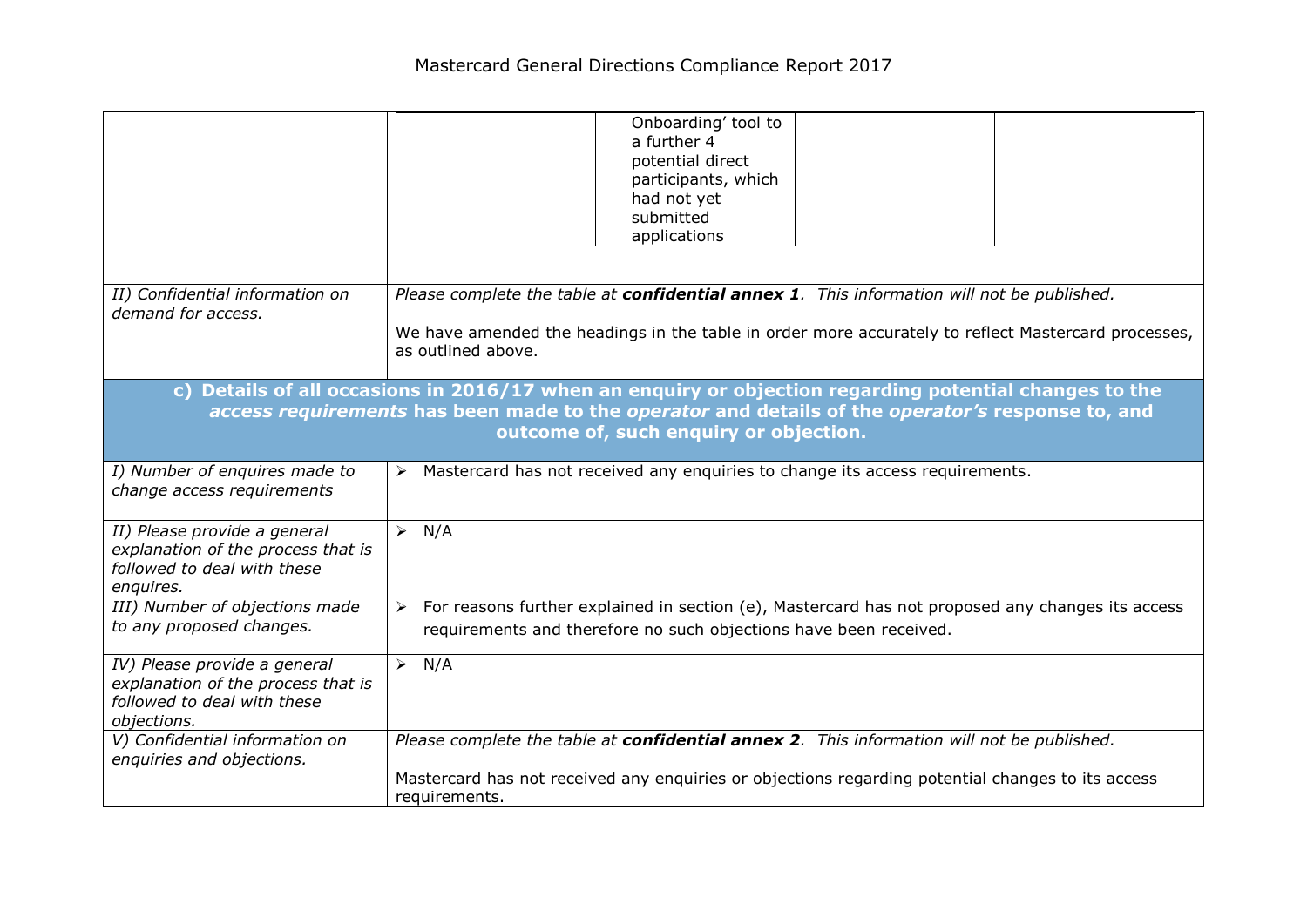| | | | | |
|---|---|---|---|---|
| | | Onboarding' tool to a further 4 potential direct participants, which had not yet submitted applications | | |

| | |
|---|---|
| *II) Confidential information on demand for access.* | *Please complete the table at **confidential annex 1**. This information will not be published.*<br><br>We have amended the headings in the table in order more accurately to reflect Mastercard processes, as outlined above. |

**c) Details of all occasions in 2016/17 when an enquiry or objection regarding potential changes to the *access requirements* has been made to the *operator* and details of the *operator's* response to, and outcome of, such enquiry or objection.**

| | |
|---|---|
| *I) Number of enquires made to change access requirements* | ➢ Mastercard has not received any enquiries to change its access requirements. |
| *II) Please provide a general explanation of the process that is followed to deal with these enquires.* | ➢ N/A |
| *III) Number of objections made to any proposed changes.* | ➢ For reasons further explained in section (e), Mastercard has not proposed any changes its access requirements and therefore no such objections have been received. |
| *IV) Please provide a general explanation of the process that is followed to deal with these objections.* | ➢ N/A |
| *V) Confidential information on enquiries and objections.* | *Please complete the table at **confidential annex 2**. This information will not be published.*<br><br>Mastercard has not received any enquiries or objections regarding potential changes to its access requirements. |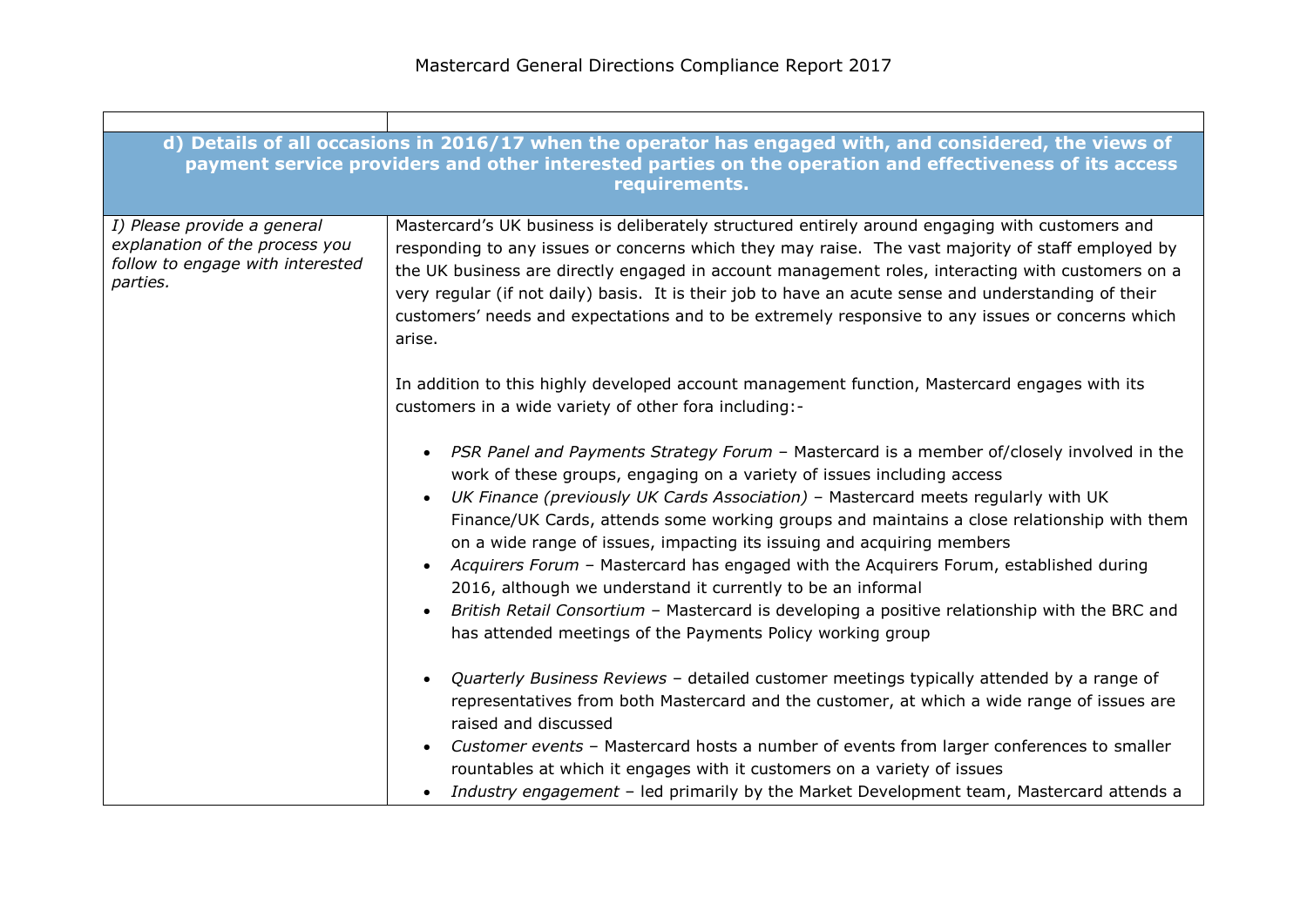# Mastercard General Directions Compliance Report 2017

| | |
|---|---|
| **d) Details of all occasions in 2016/17 when the operator has engaged with, and considered, the views of payment service providers and other interested parties on the operation and effectiveness of its access requirements.** | |
| *I) Please provide a general explanation of the process you follow to engage with interested parties.* | Mastercard's UK business is deliberately structured entirely around engaging with customers and responding to any issues or concerns which they may raise. The vast majority of staff employed by the UK business are directly engaged in account management roles, interacting with customers on a very regular (if not daily) basis. It is their job to have an acute sense and understanding of their customers' needs and expectations and to be extremely responsive to any issues or concerns which arise.<br><br>In addition to this highly developed account management function, Mastercard engages with its customers in a wide variety of other fora including:-<br><br>• *PSR Panel and Payments Strategy Forum* – Mastercard is a member of/closely involved in the work of these groups, engaging on a variety of issues including access<br>• *UK Finance (previously UK Cards Association)* – Mastercard meets regularly with UK Finance/UK Cards, attends some working groups and maintains a close relationship with them on a wide range of issues, impacting its issuing and acquiring members<br>• *Acquirers Forum* – Mastercard has engaged with the Acquirers Forum, established during 2016, although we understand it currently to be an informal<br>• *British Retail Consortium* – Mastercard is developing a positive relationship with the BRC and has attended meetings of the Payments Policy working group<br><br>• *Quarterly Business Reviews* – detailed customer meetings typically attended by a range of representatives from both Mastercard and the customer, at which a wide range of issues are raised and discussed<br>• *Customer events* – Mastercard hosts a number of events from larger conferences to smaller rountables at which it engages with it customers on a variety of issues<br>• *Industry engagement* – led primarily by the Market Development team, Mastercard attends a |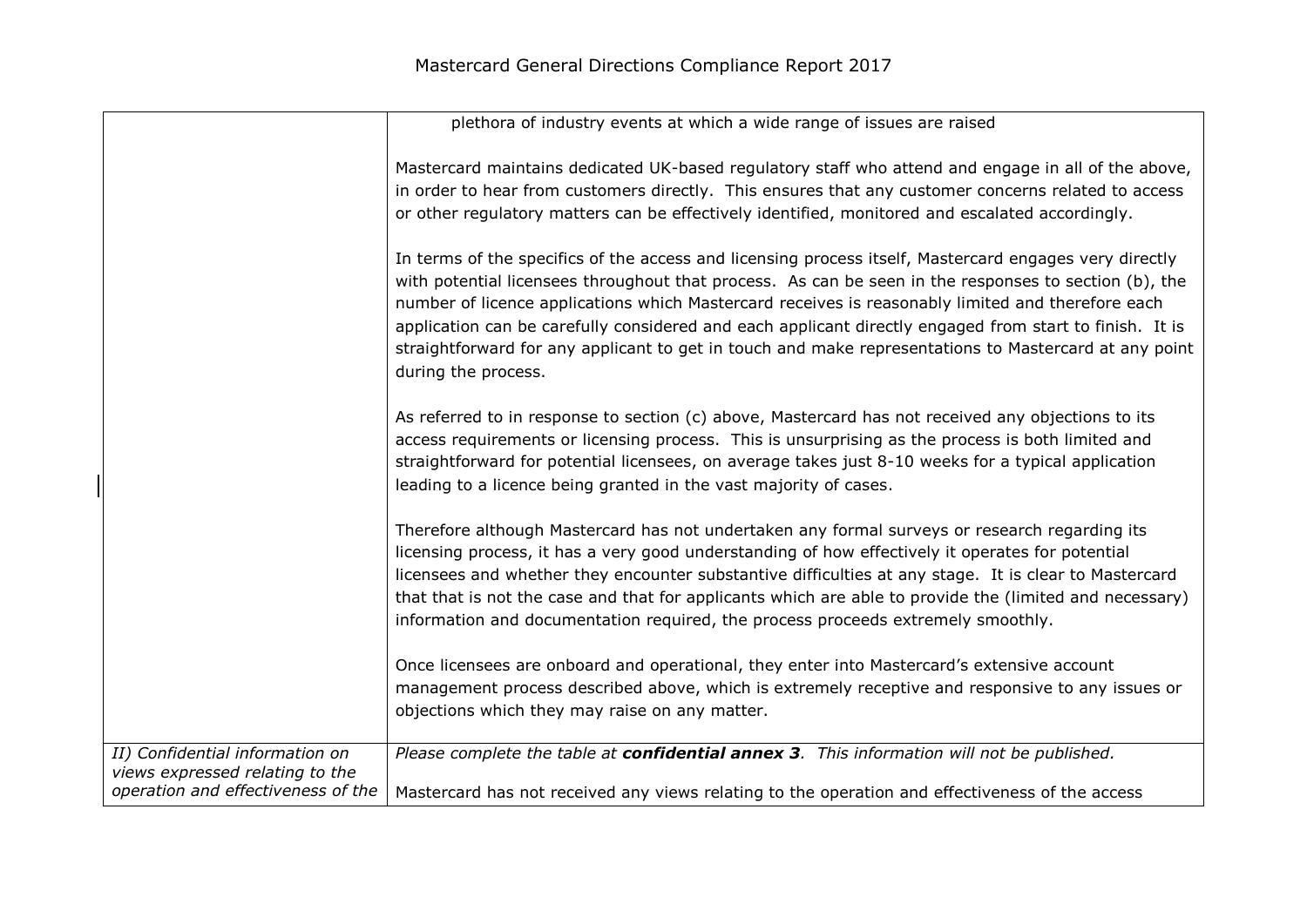| | |
|---|---|
| | plethora of industry events at which a wide range of issues are raised<br><br>Mastercard maintains dedicated UK-based regulatory staff who attend and engage in all of the above, in order to hear from customers directly. This ensures that any customer concerns related to access or other regulatory matters can be effectively identified, monitored and escalated accordingly.<br><br>In terms of the specifics of the access and licensing process itself, Mastercard engages very directly with potential licensees throughout that process. As can be seen in the responses to section (b), the number of licence applications which Mastercard receives is reasonably limited and therefore each application can be carefully considered and each applicant directly engaged from start to finish. It is straightforward for any applicant to get in touch and make representations to Mastercard at any point during the process.<br><br>As referred to in response to section (c) above, Mastercard has not received any objections to its access requirements or licensing process. This is unsurprising as the process is both limited and straightforward for potential licensees, on average takes just 8-10 weeks for a typical application leading to a licence being granted in the vast majority of cases.<br><br>Therefore although Mastercard has not undertaken any formal surveys or research regarding its licensing process, it has a very good understanding of how effectively it operates for potential licensees and whether they encounter substantive difficulties at any stage. It is clear to Mastercard that that is not the case and that for applicants which are able to provide the (limited and necessary) information and documentation required, the process proceeds extremely smoothly.<br><br>Once licensees are onboard and operational, they enter into Mastercard's extensive account management process described above, which is extremely receptive and responsive to any issues or objections which they may raise on any matter. |
| *II) Confidential information on views expressed relating to the operation and effectiveness of the* | *Please complete the table at **confidential annex 3**. This information will not be published.*<br><br>Mastercard has not received any views relating to the operation and effectiveness of the access |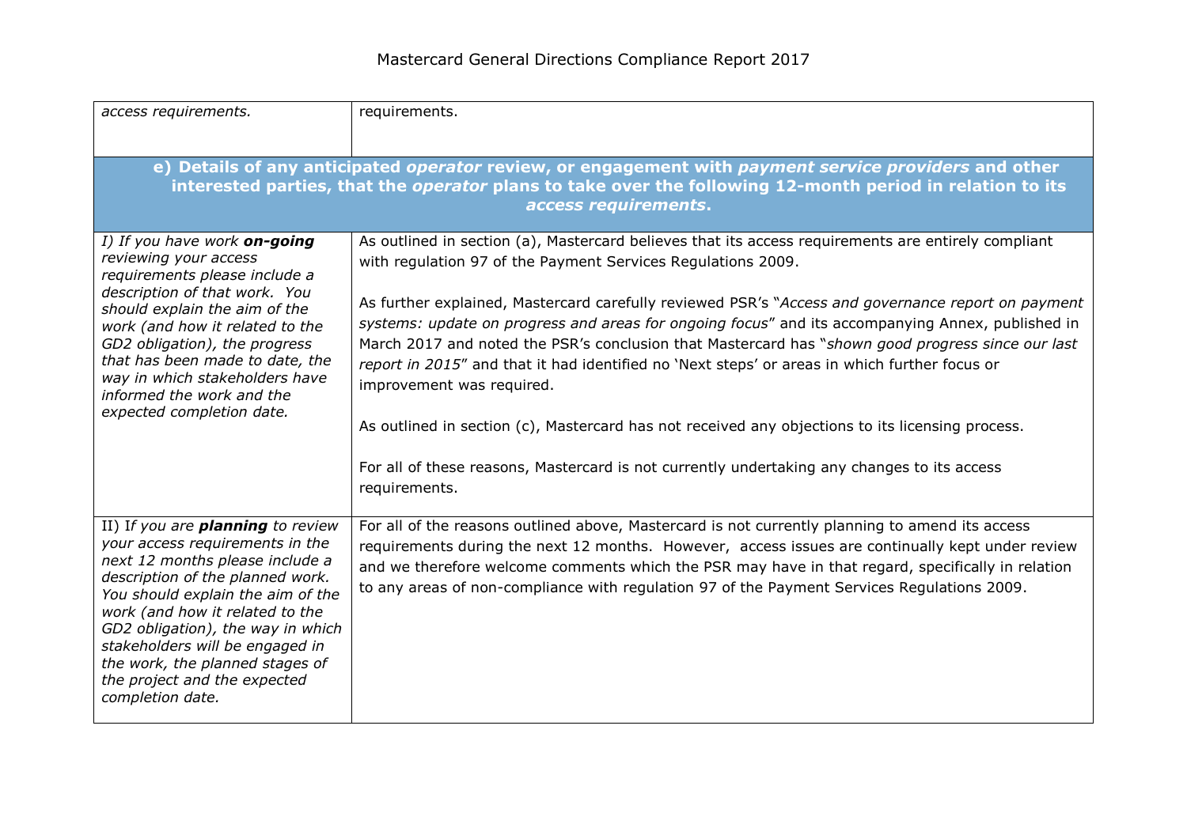| | |
|---|---|
| *access requirements.* | requirements. |
| **e) Details of any anticipated *operator* review, or engagement with *payment service providers* and other interested parties, that the *operator* plans to take over the following 12-month period in relation to its *access requirements*.** | |
| *I) If you have work **on-going** reviewing your access requirements please include a description of that work. You should explain the aim of the work (and how it related to the GD2 obligation), the progress that has been made to date, the way in which stakeholders have informed the work and the expected completion date.* | As outlined in section (a), Mastercard believes that its access requirements are entirely compliant with regulation 97 of the Payment Services Regulations 2009.<br><br>As further explained, Mastercard carefully reviewed PSR's "*Access and governance report on payment systems: update on progress and areas for ongoing focus*" and its accompanying Annex, published in March 2017 and noted the PSR's conclusion that Mastercard has "*shown good progress since our last report in 2015*" and that it had identified no 'Next steps' or areas in which further focus or improvement was required.<br><br>As outlined in section (c), Mastercard has not received any objections to its licensing process.<br><br>For all of these reasons, Mastercard is not currently undertaking any changes to its access requirements. |
| II) I*f you are **planning** to review your access requirements in the next 12 months please include a description of the planned work. You should explain the aim of the work (and how it related to the GD2 obligation), the way in which stakeholders will be engaged in the work, the planned stages of the project and the expected completion date.* | For all of the reasons outlined above, Mastercard is not currently planning to amend its access requirements during the next 12 months. However, access issues are continually kept under review and we therefore welcome comments which the PSR may have in that regard, specifically in relation to any areas of non-compliance with regulation 97 of the Payment Services Regulations 2009. |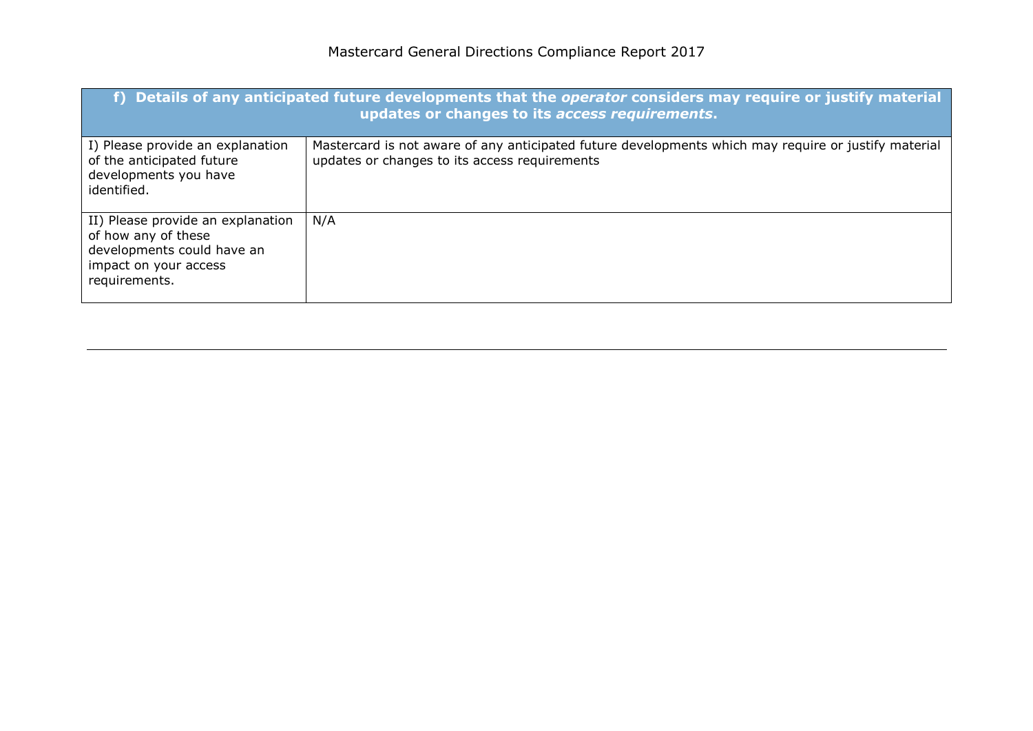| f) Details of any anticipated future developments that the *operator* considers may require or justify material updates or changes to its *access requirements*. | |
|---|---|
| I) Please provide an explanation of the anticipated future developments you have identified. | Mastercard is not aware of any anticipated future developments which may require or justify material updates or changes to its access requirements |
| II) Please provide an explanation of how any of these developments could have an impact on your access requirements. | N/A |